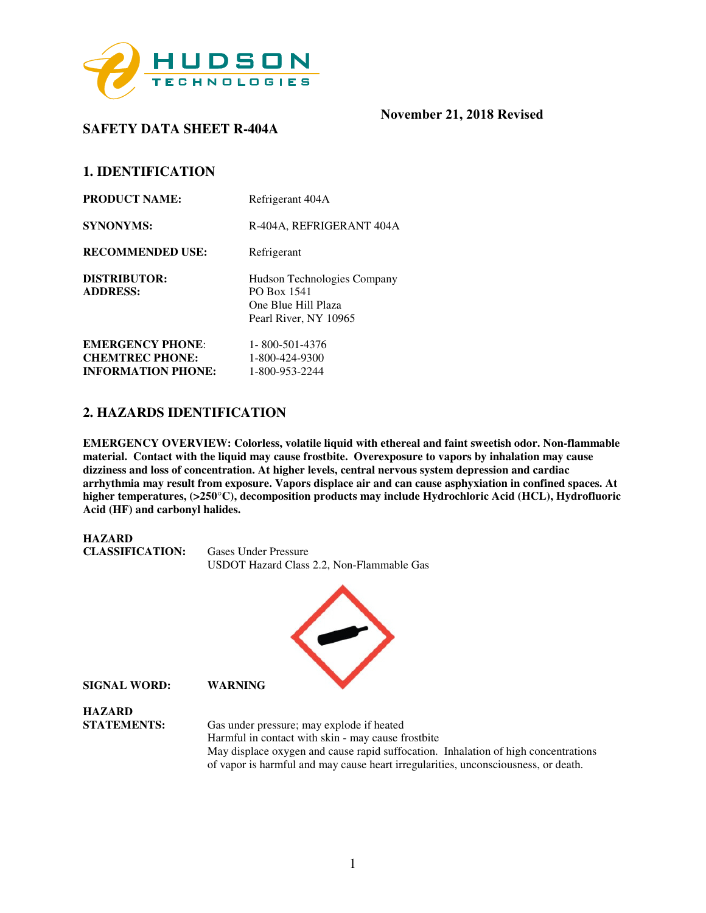**November 21, 2018 Revised**

## SAFETY DATA SHEET R-404A

## 1. IDENTIFICATION

**PRODUCT NAME:** Refrigerant 404A

**SYNONYMS:** R-404A, REFRIGERANT 404A

**RECOMMENDED USE:** Refrigerant

**DISTRIBUTOR:**
**ADDRESS:**
Hudson Technologies Company
PO Box 1541
One Blue Hill Plaza
Pearl River, NY 10965

**EMERGENCY PHONE:** 1- 800-501-4376
**CHEMTREC PHONE:** 1-800-424-9300
**INFORMATION PHONE:** 1-800-953-2244

## 2. HAZARDS IDENTIFICATION

**EMERGENCY OVERVIEW: Colorless, volatile liquid with ethereal and faint sweetish odor. Non-flammable material. Contact with the liquid may cause frostbite. Overexposure to vapors by inhalation may cause dizziness and loss of concentration. At higher levels, central nervous system depression and cardiac arrhythmia may result from exposure. Vapors displace air and can cause asphyxiation in confined spaces. At higher temperatures, (>250°C), decomposition products may include Hydrochloric Acid (HCL), Hydrofluoric Acid (HF) and carbonyl halides.**

**HAZARD CLASSIFICATION:** Gases Under Pressure
USDOT Hazard Class 2.2, Non-Flammable Gas

**SIGNAL WORD:** **WARNING**

**HAZARD STATEMENTS:**
Gas under pressure; may explode if heated
Harmful in contact with skin - may cause frostbite
May displace oxygen and cause rapid suffocation. Inhalation of high concentrations of vapor is harmful and may cause heart irregularities, unconsciousness, or death.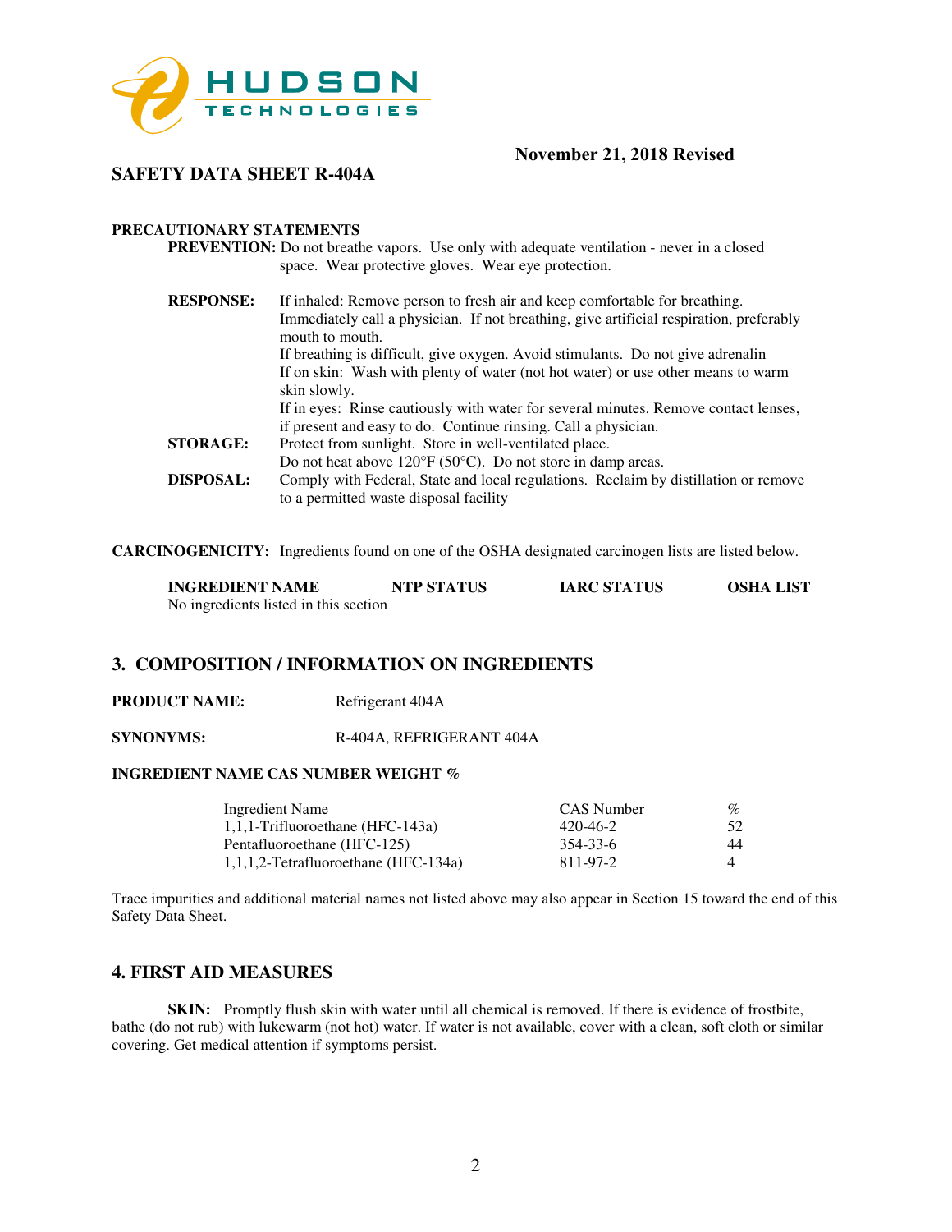**November 21, 2018 Revised**

## SAFETY DATA SHEET R-404A

**PRECAUTIONARY STATEMENTS**

**PREVENTION:** Do not breathe vapors. Use only with adequate ventilation - never in a closed space. Wear protective gloves. Wear eye protection.

**RESPONSE:** If inhaled: Remove person to fresh air and keep comfortable for breathing. Immediately call a physician. If not breathing, give artificial respiration, preferably mouth to mouth.
If breathing is difficult, give oxygen. Avoid stimulants. Do not give adrenalin
If on skin: Wash with plenty of water (not hot water) or use other means to warm skin slowly.
If in eyes: Rinse cautiously with water for several minutes. Remove contact lenses, if present and easy to do. Continue rinsing. Call a physician.

**STORAGE:** Protect from sunlight. Store in well-ventilated place.
Do not heat above 120°F (50°C). Do not store in damp areas.

**DISPOSAL:** Comply with Federal, State and local regulations. Reclaim by distillation or remove to a permitted waste disposal facility

**CARCINOGENICITY:** Ingredients found on one of the OSHA designated carcinogen lists are listed below.

| INGREDIENT NAME | NTP STATUS | IARC STATUS | OSHA LIST |
|---|---|---|---|
| No ingredients listed in this section | | | |

## 3. COMPOSITION / INFORMATION ON INGREDIENTS

**PRODUCT NAME:** Refrigerant 404A

**SYNONYMS:** R-404A, REFRIGERANT 404A

**INGREDIENT NAME CAS NUMBER WEIGHT %**

| Ingredient Name | CAS Number | % |
|---|---|---|
| 1,1,1-Trifluoroethane (HFC-143a) | 420-46-2 | 52 |
| Pentafluoroethane (HFC-125) | 354-33-6 | 44 |
| 1,1,1,2-Tetrafluoroethane (HFC-134a) | 811-97-2 | 4 |

Trace impurities and additional material names not listed above may also appear in Section 15 toward the end of this Safety Data Sheet.

## 4. FIRST AID MEASURES

**SKIN:** Promptly flush skin with water until all chemical is removed. If there is evidence of frostbite, bathe (do not rub) with lukewarm (not hot) water. If water is not available, cover with a clean, soft cloth or similar covering. Get medical attention if symptoms persist.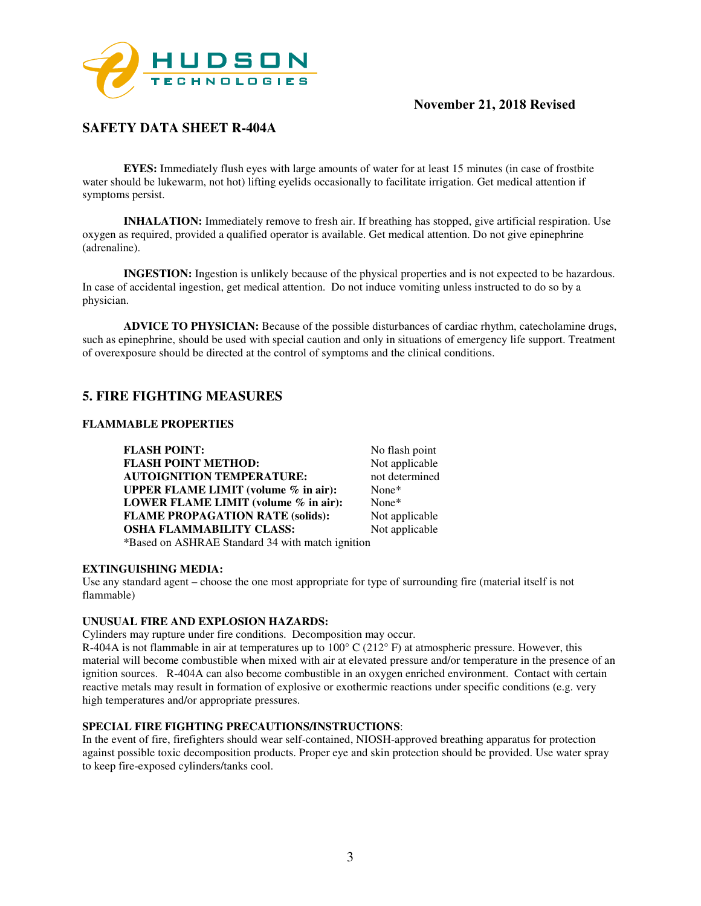**EYES:** Immediately flush eyes with large amounts of water for at least 15 minutes (in case of frostbite water should be lukewarm, not hot) lifting eyelids occasionally to facilitate irrigation. Get medical attention if symptoms persist.

**INHALATION:** Immediately remove to fresh air. If breathing has stopped, give artificial respiration. Use oxygen as required, provided a qualified operator is available. Get medical attention. Do not give epinephrine (adrenaline).

**INGESTION:** Ingestion is unlikely because of the physical properties and is not expected to be hazardous. In case of accidental ingestion, get medical attention. Do not induce vomiting unless instructed to do so by a physician.

**ADVICE TO PHYSICIAN:** Because of the possible disturbances of cardiac rhythm, catecholamine drugs, such as epinephrine, should be used with special caution and only in situations of emergency life support. Treatment of overexposure should be directed at the control of symptoms and the clinical conditions.

## 5. FIRE FIGHTING MEASURES

**FLAMMABLE PROPERTIES**

| | |
|---|---|
| **FLASH POINT:** | No flash point |
| **FLASH POINT METHOD:** | Not applicable |
| **AUTOIGNITION TEMPERATURE:** | not determined |
| **UPPER FLAME LIMIT (volume % in air):** | None* |
| **LOWER FLAME LIMIT (volume % in air):** | None* |
| **FLAME PROPAGATION RATE (solids):** | Not applicable |
| **OSHA FLAMMABILITY CLASS:** | Not applicable |

*Based on ASHRAE Standard 34 with match ignition

**EXTINGUISHING MEDIA:**
Use any standard agent – choose the one most appropriate for type of surrounding fire (material itself is not flammable)

**UNUSUAL FIRE AND EXPLOSION HAZARDS:**
Cylinders may rupture under fire conditions. Decomposition may occur.
R-404A is not flammable in air at temperatures up to 100° C (212° F) at atmospheric pressure. However, this material will become combustible when mixed with air at elevated pressure and/or temperature in the presence of an ignition sources. R-404A can also become combustible in an oxygen enriched environment. Contact with certain reactive metals may result in formation of explosive or exothermic reactions under specific conditions (e.g. very high temperatures and/or appropriate pressures.

**SPECIAL FIRE FIGHTING PRECAUTIONS/INSTRUCTIONS**:
In the event of fire, firefighters should wear self-contained, NIOSH-approved breathing apparatus for protection against possible toxic decomposition products. Proper eye and skin protection should be provided. Use water spray to keep fire-exposed cylinders/tanks cool.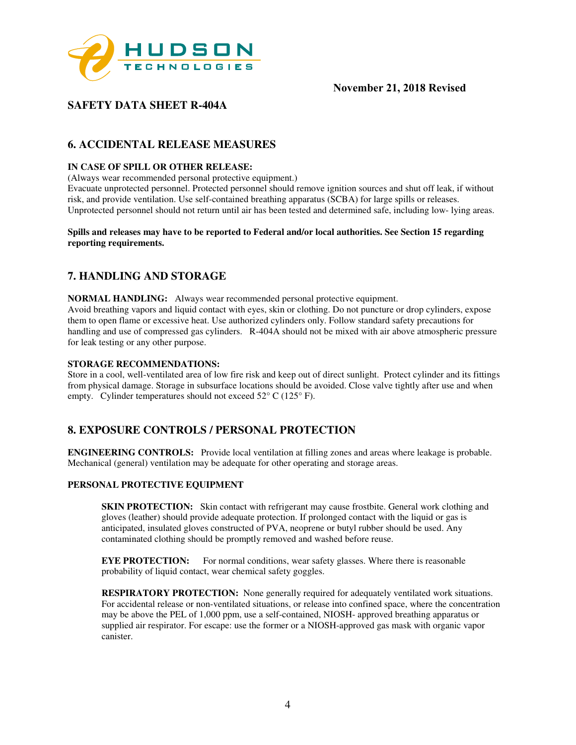November 21, 2018 Revised

# SAFETY DATA SHEET R-404A

## 6. ACCIDENTAL RELEASE MEASURES

**IN CASE OF SPILL OR OTHER RELEASE:**

(Always wear recommended personal protective equipment.)

Evacuate unprotected personnel. Protected personnel should remove ignition sources and shut off leak, if without risk, and provide ventilation. Use self-contained breathing apparatus (SCBA) for large spills or releases. Unprotected personnel should not return until air has been tested and determined safe, including low- lying areas.

**Spills and releases may have to be reported to Federal and/or local authorities. See Section 15 regarding reporting requirements.**

## 7. HANDLING AND STORAGE

**NORMAL HANDLING:** Always wear recommended personal protective equipment.

Avoid breathing vapors and liquid contact with eyes, skin or clothing. Do not puncture or drop cylinders, expose them to open flame or excessive heat. Use authorized cylinders only. Follow standard safety precautions for handling and use of compressed gas cylinders. R-404A should not be mixed with air above atmospheric pressure for leak testing or any other purpose.

**STORAGE RECOMMENDATIONS:**

Store in a cool, well-ventilated area of low fire risk and keep out of direct sunlight. Protect cylinder and its fittings from physical damage. Storage in subsurface locations should be avoided. Close valve tightly after use and when empty. Cylinder temperatures should not exceed 52° C (125° F).

## 8. EXPOSURE CONTROLS / PERSONAL PROTECTION

**ENGINEERING CONTROLS:** Provide local ventilation at filling zones and areas where leakage is probable. Mechanical (general) ventilation may be adequate for other operating and storage areas.

**PERSONAL PROTECTIVE EQUIPMENT**

**SKIN PROTECTION:** Skin contact with refrigerant may cause frostbite. General work clothing and gloves (leather) should provide adequate protection. If prolonged contact with the liquid or gas is anticipated, insulated gloves constructed of PVA, neoprene or butyl rubber should be used. Any contaminated clothing should be promptly removed and washed before reuse.

**EYE PROTECTION:** For normal conditions, wear safety glasses. Where there is reasonable probability of liquid contact, wear chemical safety goggles.

**RESPIRATORY PROTECTION:** None generally required for adequately ventilated work situations. For accidental release or non-ventilated situations, or release into confined space, where the concentration may be above the PEL of 1,000 ppm, use a self-contained, NIOSH- approved breathing apparatus or supplied air respirator. For escape: use the former or a NIOSH-approved gas mask with organic vapor canister.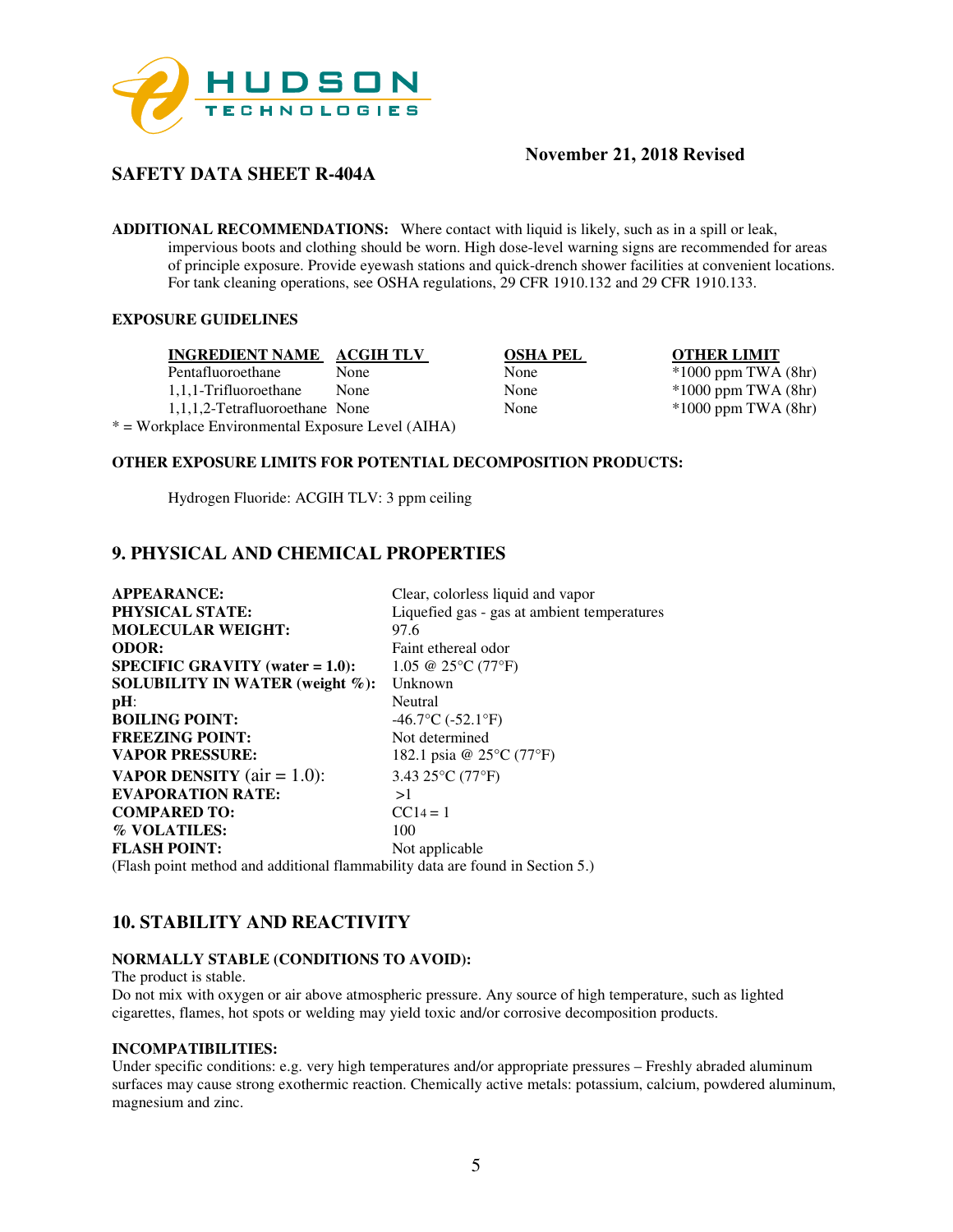**November 21, 2018 Revised**

## SAFETY DATA SHEET R-404A

**ADDITIONAL RECOMMENDATIONS:** Where contact with liquid is likely, such as in a spill or leak, impervious boots and clothing should be worn. High dose-level warning signs are recommended for areas of principle exposure. Provide eyewash stations and quick-drench shower facilities at convenient locations. For tank cleaning operations, see OSHA regulations, 29 CFR 1910.132 and 29 CFR 1910.133.

**EXPOSURE GUIDELINES**

| INGREDIENT NAME | ACGIH TLV | OSHA PEL | OTHER LIMIT |
|---|---|---|---|
| Pentafluoroethane | None | None | *1000 ppm TWA (8hr) |
| 1,1,1-Trifluoroethane | None | None | *1000 ppm TWA (8hr) |
| 1,1,1,2-Tetrafluoroethane | None | None | *1000 ppm TWA (8hr) |

* = Workplace Environmental Exposure Level (AIHA)

**OTHER EXPOSURE LIMITS FOR POTENTIAL DECOMPOSITION PRODUCTS:**

Hydrogen Fluoride: ACGIH TLV: 3 ppm ceiling

## 9. PHYSICAL AND CHEMICAL PROPERTIES

| | |
|---|---|
| **APPEARANCE:** | Clear, colorless liquid and vapor |
| **PHYSICAL STATE:** | Liquefied gas - gas at ambient temperatures |
| **MOLECULAR WEIGHT:** | 97.6 |
| **ODOR:** | Faint ethereal odor |
| **SPECIFIC GRAVITY (water = 1.0):** | 1.05 @ 25°C (77°F) |
| **SOLUBILITY IN WATER (weight %):** | Unknown |
| **pH**: | Neutral |
| **BOILING POINT:** | -46.7°C (-52.1°F) |
| **FREEZING POINT:** | Not determined |
| **VAPOR PRESSURE:** | 182.1 psia @ 25°C (77°F) |
| **VAPOR DENSITY** (air = 1.0): | 3.43 25°C (77°F) |
| **EVAPORATION RATE:** | >1 |
| **COMPARED TO:** | $CCl_4 = 1$ |
| **% VOLATILES:** | 100 |
| **FLASH POINT:** | Not applicable |

(Flash point method and additional flammability data are found in Section 5.)

## 10. STABILITY AND REACTIVITY

**NORMALLY STABLE (CONDITIONS TO AVOID):**

The product is stable.

Do not mix with oxygen or air above atmospheric pressure. Any source of high temperature, such as lighted cigarettes, flames, hot spots or welding may yield toxic and/or corrosive decomposition products.

**INCOMPATIBILITIES:**

Under specific conditions: e.g. very high temperatures and/or appropriate pressures – Freshly abraded aluminum surfaces may cause strong exothermic reaction. Chemically active metals: potassium, calcium, powdered aluminum, magnesium and zinc.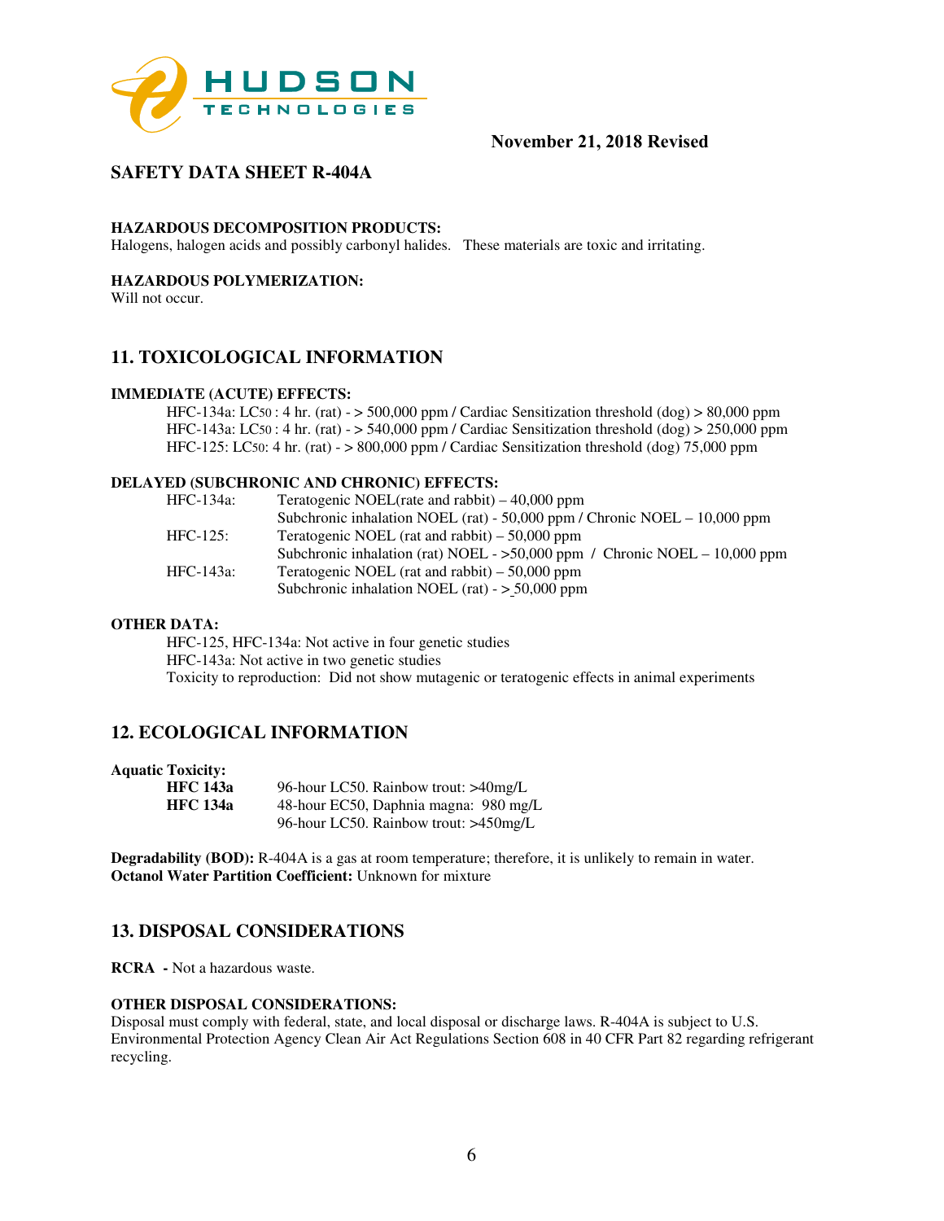**SAFETY DATA SHEET R-404A**

**HAZARDOUS DECOMPOSITION PRODUCTS:**
Halogens, halogen acids and possibly carbonyl halides. These materials are toxic and irritating.

**HAZARDOUS POLYMERIZATION:**
Will not occur.

## 11. TOXICOLOGICAL INFORMATION

**IMMEDIATE (ACUTE) EFFECTS:**

HFC-134a: $LC_{50}$ : 4 hr. (rat) - > 500,000 ppm / Cardiac Sensitization threshold (dog) > 80,000 ppm
HFC-143a: $LC_{50}$ : 4 hr. (rat) - > 540,000 ppm / Cardiac Sensitization threshold (dog) > 250,000 ppm
HFC-125: $LC_{50}$: 4 hr. (rat) - > 800,000 ppm / Cardiac Sensitization threshold (dog) 75,000 ppm

**DELAYED (SUBCHRONIC AND CHRONIC) EFFECTS:**

| | |
|---|---|
| HFC-134a: | Teratogenic NOEL(rate and rabbit) – 40,000 ppm |
| | Subchronic inhalation NOEL (rat) - 50,000 ppm / Chronic NOEL – 10,000 ppm |
| HFC-125: | Teratogenic NOEL (rat and rabbit) – 50,000 ppm |
| | Subchronic inhalation (rat) NOEL - >50,000 ppm / Chronic NOEL – 10,000 ppm |
| HFC-143a: | Teratogenic NOEL (rat and rabbit) – 50,000 ppm |
| | Subchronic inhalation NOEL (rat) - > 50,000 ppm |

**OTHER DATA:**

HFC-125, HFC-134a: Not active in four genetic studies
HFC-143a: Not active in two genetic studies
Toxicity to reproduction: Did not show mutagenic or teratogenic effects in animal experiments

## 12. ECOLOGICAL INFORMATION

**Aquatic Toxicity:**

| | |
|---|---|
| **HFC 143a** | 96-hour LC50. Rainbow trout: >40mg/L |
| **HFC 134a** | 48-hour EC50, Daphnia magna: 980 mg/L |
| | 96-hour LC50. Rainbow trout: >450mg/L |

**Degradability (BOD):** R-404A is a gas at room temperature; therefore, it is unlikely to remain in water.
**Octanol Water Partition Coefficient:** Unknown for mixture

## 13. DISPOSAL CONSIDERATIONS

**RCRA -** Not a hazardous waste.

**OTHER DISPOSAL CONSIDERATIONS:**
Disposal must comply with federal, state, and local disposal or discharge laws. R-404A is subject to U.S. Environmental Protection Agency Clean Air Act Regulations Section 608 in 40 CFR Part 82 regarding refrigerant recycling.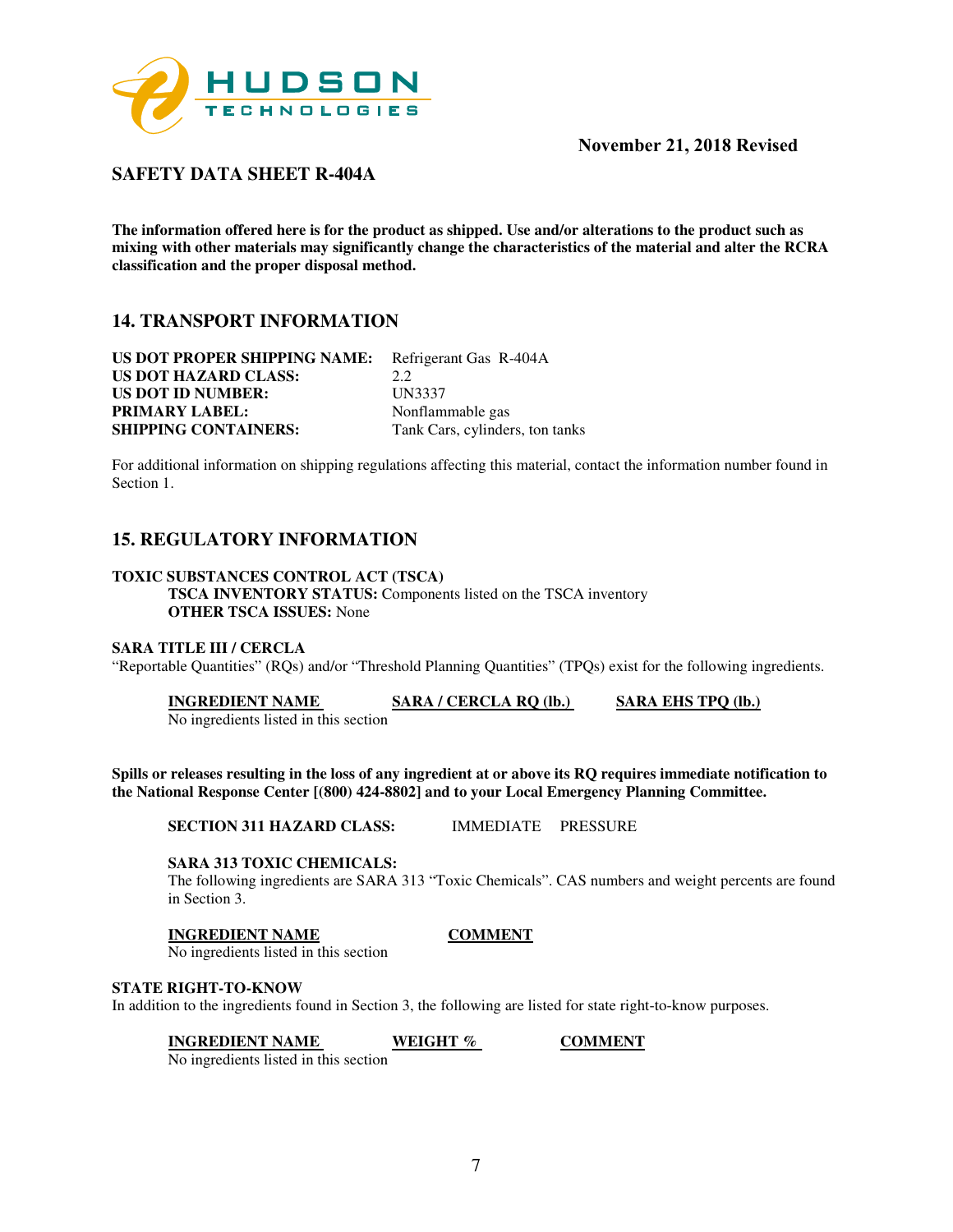November 21, 2018 Revised

## SAFETY DATA SHEET R-404A

**The information offered here is for the product as shipped. Use and/or alterations to the product such as mixing with other materials may significantly change the characteristics of the material and alter the RCRA classification and the proper disposal method.**

## 14. TRANSPORT INFORMATION

| | |
|---|---|
| **US DOT PROPER SHIPPING NAME:** | Refrigerant Gas R-404A |
| **US DOT HAZARD CLASS:** | 2.2 |
| **US DOT ID NUMBER:** | UN3337 |
| **PRIMARY LABEL:** | Nonflammable gas |
| **SHIPPING CONTAINERS:** | Tank Cars, cylinders, ton tanks |

For additional information on shipping regulations affecting this material, contact the information number found in Section 1.

## 15. REGULATORY INFORMATION

**TOXIC SUBSTANCES CONTROL ACT (TSCA)**

**TSCA INVENTORY STATUS:** Components listed on the TSCA inventory
**OTHER TSCA ISSUES:** None

**SARA TITLE III / CERCLA**

"Reportable Quantities" (RQs) and/or "Threshold Planning Quantities" (TPQs) exist for the following ingredients.

| INGREDIENT NAME | SARA / CERCLA RQ (lb.) | SARA EHS TPQ (lb.) |
|---|---|---|
| No ingredients listed in this section | | |

**Spills or releases resulting in the loss of any ingredient at or above its RQ requires immediate notification to the National Response Center [(800) 424-8802] and to your Local Emergency Planning Committee.**

**SECTION 311 HAZARD CLASS:** IMMEDIATE PRESSURE

**SARA 313 TOXIC CHEMICALS:**

The following ingredients are SARA 313 "Toxic Chemicals". CAS numbers and weight percents are found in Section 3.

| INGREDIENT NAME | COMMENT |
|---|---|
| No ingredients listed in this section | |

**STATE RIGHT-TO-KNOW**

In addition to the ingredients found in Section 3, the following are listed for state right-to-know purposes.

| INGREDIENT NAME | WEIGHT % | COMMENT |
|---|---|---|
| No ingredients listed in this section | | |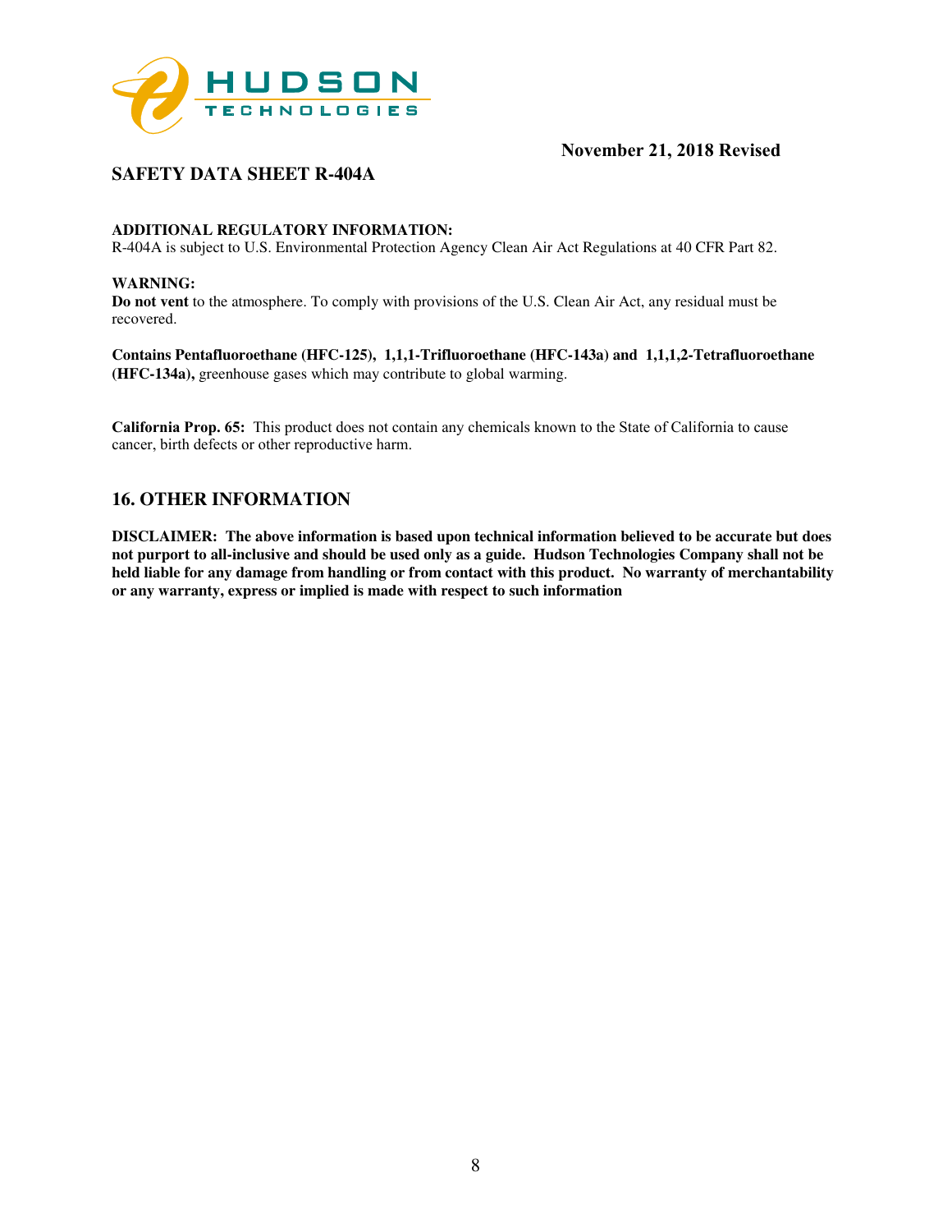**SAFETY DATA SHEET R-404A**

**November 21, 2018 Revised**

**ADDITIONAL REGULATORY INFORMATION:**
R-404A is subject to U.S. Environmental Protection Agency Clean Air Act Regulations at 40 CFR Part 82.

**WARNING:**
**Do not vent** to the atmosphere. To comply with provisions of the U.S. Clean Air Act, any residual must be recovered.

**Contains Pentafluoroethane (HFC-125), 1,1,1-Trifluoroethane (HFC-143a) and 1,1,1,2-Tetrafluoroethane (HFC-134a),** greenhouse gases which may contribute to global warming.

**California Prop. 65:** This product does not contain any chemicals known to the State of California to cause cancer, birth defects or other reproductive harm.

## 16. OTHER INFORMATION

**DISCLAIMER: The above information is based upon technical information believed to be accurate but does not purport to all-inclusive and should be used only as a guide. Hudson Technologies Company shall not be held liable for any damage from handling or from contact with this product. No warranty of merchantability or any warranty, express or implied is made with respect to such information**